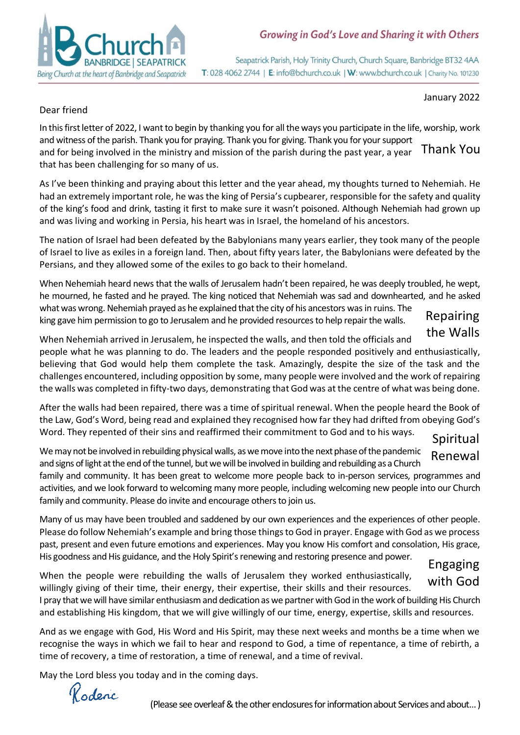**Church BANBRIDGE | SEAPATRICK**
*Being Church at the heart of Banbridge and Seapatrick*

*Growing in God's Love and Sharing it with Others*

Seapatrick Parish, Holy Trinity Church, Church Square, Banbridge BT32 4AA
T: 028 4062 2744 | E: info@bchurch.co.uk | W: www.bchurch.co.uk | Charity No. 101230

January 2022

Dear friend

## Thank You

In this first letter of 2022, I want to begin by thanking you for all the ways you participate in the life, worship, work and witness of the parish. Thank you for praying. Thank you for giving. Thank you for your support and for being involved in the ministry and mission of the parish during the past year, a year that has been challenging for so many of us.

As I've been thinking and praying about this letter and the year ahead, my thoughts turned to Nehemiah. He had an extremely important role, he was the king of Persia's cupbearer, responsible for the safety and quality of the king's food and drink, tasting it first to make sure it wasn't poisoned. Although Nehemiah had grown up and was living and working in Persia, his heart was in Israel, the homeland of his ancestors.

The nation of Israel had been defeated by the Babylonians many years earlier, they took many of the people of Israel to live as exiles in a foreign land. Then, about fifty years later, the Babylonians were defeated by the Persians, and they allowed some of the exiles to go back to their homeland.

## Repairing the Walls

When Nehemiah heard news that the walls of Jerusalem hadn't been repaired, he was deeply troubled, he wept, he mourned, he fasted and he prayed. The king noticed that Nehemiah was sad and downhearted, and he asked what was wrong. Nehemiah prayed as he explained that the city of his ancestors was in ruins. The king gave him permission to go to Jerusalem and he provided resources to help repair the walls.

When Nehemiah arrived in Jerusalem, he inspected the walls, and then told the officials and people what he was planning to do. The leaders and the people responded positively and enthusiastically, believing that God would help them complete the task. Amazingly, despite the size of the task and the challenges encountered, including opposition by some, many people were involved and the work of repairing the walls was completed in fifty-two days, demonstrating that God was at the centre of what was being done.

## Spiritual Renewal

After the walls had been repaired, there was a time of spiritual renewal. When the people heard the Book of the Law, God's Word, being read and explained they recognised how far they had drifted from obeying God's Word. They repented of their sins and reaffirmed their commitment to God and to his ways.

We may not be involved in rebuilding physical walls, as we move into the next phase of the pandemic and signs of light at the end of the tunnel, but we will be involved in building and rebuilding as a Church family and community. It has been great to welcome more people back to in-person services, programmes and activities, and we look forward to welcoming many more people, including welcoming new people into our Church family and community. Please do invite and encourage others to join us.

## Engaging with God

Many of us may have been troubled and saddened by our own experiences and the experiences of other people. Please do follow Nehemiah's example and bring those things to God in prayer. Engage with God as we process past, present and even future emotions and experiences. May you know His comfort and consolation, His grace, His goodness and His guidance, and the Holy Spirit's renewing and restoring presence and power.

When the people were rebuilding the walls of Jerusalem they worked enthusiastically, willingly giving of their time, their energy, their expertise, their skills and their resources. I pray that we will have similar enthusiasm and dedication as we partner with God in the work of building His Church and establishing His kingdom, that we will give willingly of our time, energy, expertise, skills and resources.

And as we engage with God, His Word and His Spirit, may these next weeks and months be a time when we recognise the ways in which we fail to hear and respond to God, a time of repentance, a time of rebirth, a time of recovery, a time of restoration, a time of renewal, and a time of revival.

May the Lord bless you today and in the coming days.

*Roderic*

(Please see overleaf & the other enclosures for information about Services and about... )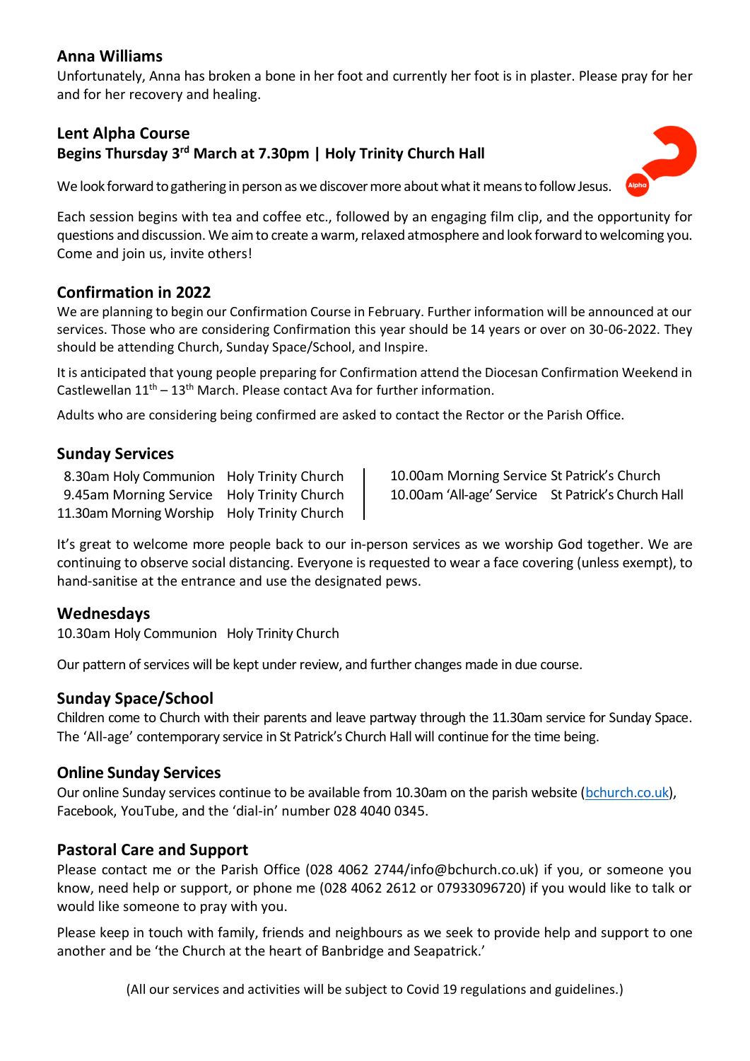## Anna Williams

Unfortunately, Anna has broken a bone in her foot and currently her foot is in plaster. Please pray for her and for her recovery and healing.

## Lent Alpha Course

**Begins Thursday 3rd March at 7.30pm | Holy Trinity Church Hall**

We look forward to gathering in person as we discover more about what it means to follow Jesus.

Each session begins with tea and coffee etc., followed by an engaging film clip, and the opportunity for questions and discussion. We aim to create a warm, relaxed atmosphere and look forward to welcoming you. Come and join us, invite others!

## Confirmation in 2022

We are planning to begin our Confirmation Course in February. Further information will be announced at our services. Those who are considering Confirmation this year should be 14 years or over on 30-06-2022. They should be attending Church, Sunday Space/School, and Inspire.

It is anticipated that young people preparing for Confirmation attend the Diocesan Confirmation Weekend in Castlewellan 11th – 13th March. Please contact Ava for further information.

Adults who are considering being confirmed are asked to contact the Rector or the Parish Office.

## Sunday Services

| | |
|---|---|
| 8.30am Holy Communion | Holy Trinity Church |
| 9.45am Morning Service | Holy Trinity Church |
| 11.30am Morning Worship | Holy Trinity Church |
| 10.00am Morning Service | St Patrick's Church |
| 10.00am 'All-age' Service | St Patrick's Church Hall |

It's great to welcome more people back to our in-person services as we worship God together. We are continuing to observe social distancing. Everyone is requested to wear a face covering (unless exempt), to hand-sanitise at the entrance and use the designated pews.

## Wednesdays

10.30am Holy Communion Holy Trinity Church

Our pattern of services will be kept under review, and further changes made in due course.

## Sunday Space/School

Children come to Church with their parents and leave partway through the 11.30am service for Sunday Space. The 'All-age' contemporary service in St Patrick's Church Hall will continue for the time being.

## Online Sunday Services

Our online Sunday services continue to be available from 10.30am on the parish website (bchurch.co.uk), Facebook, YouTube, and the 'dial-in' number 028 4040 0345.

## Pastoral Care and Support

Please contact me or the Parish Office (028 4062 2744/info@bchurch.co.uk) if you, or someone you know, need help or support, or phone me (028 4062 2612 or 07933096720) if you would like to talk or would like someone to pray with you.

Please keep in touch with family, friends and neighbours as we seek to provide help and support to one another and be 'the Church at the heart of Banbridge and Seapatrick.'

(All our services and activities will be subject to Covid 19 regulations and guidelines.)